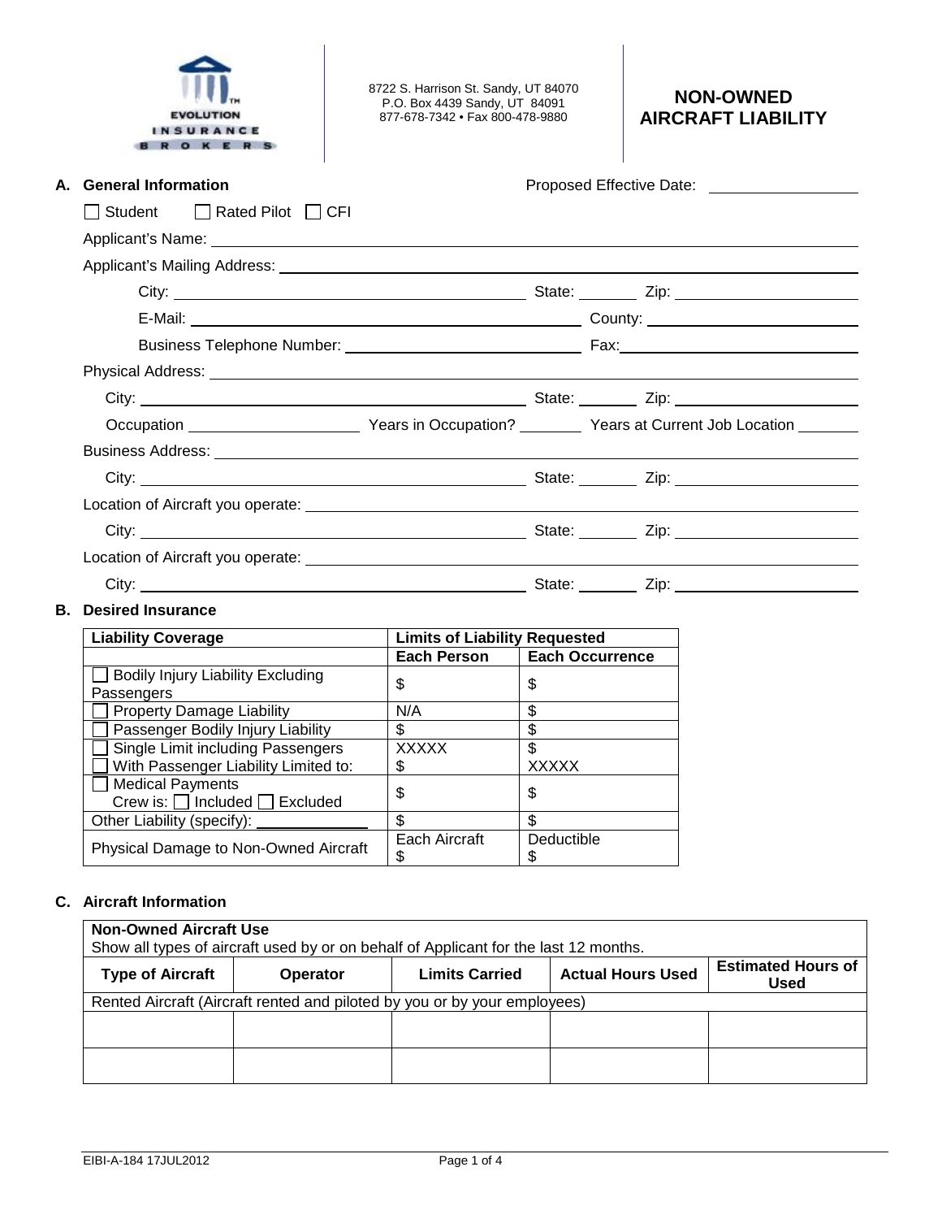EVOLUTION INSURANCE BROKERS

8722 S. Harrison St. Sandy, UT 84070
P.O. Box 4439 Sandy, UT 84091
877-678-7342 • Fax 800-478-9880

# NON-OWNED AIRCRAFT LIABILITY

## A. General Information

Proposed Effective Date: ____________

☐ Student ☐ Rated Pilot ☐ CFI

Applicant's Name: ____________

Applicant's Mailing Address: ____________

City: ____________ State: ______ Zip: ____________

E-Mail: ____________ County: ____________

Business Telephone Number: ____________ Fax: ____________

Physical Address: ____________

City: ____________ State: ______ Zip: ____________

Occupation ____________ Years in Occupation? ______ Years at Current Job Location ______

Business Address: ____________

City: ____________ State: ______ Zip: ____________

Location of Aircraft you operate: ____________

City: ____________ State: ______ Zip: ____________

Location of Aircraft you operate: ____________

City: ____________ State: ______ Zip: ____________

## B. Desired Insurance

| Liability Coverage | Limits of Liability Requested | |
|---|---|---|
| | Each Person | Each Occurrence |
| ☐ Bodily Injury Liability Excluding Passengers | $ | $ |
| ☐ Property Damage Liability | N/A | $ |
| ☐ Passenger Bodily Injury Liability | $ | $ |
| ☐ Single Limit including Passengers<br>☐ With Passenger Liability Limited to: | XXXXX<br>$ | $<br>XXXXX |
| ☐ Medical Payments<br>Crew is: ☐ Included ☐ Excluded | $ | $ |
| Other Liability (specify): ____________ | $ | $ |
| Physical Damage to Non-Owned Aircraft | Each Aircraft<br>$ | Deductible<br>$ |

## C. Aircraft Information

**Non-Owned Aircraft Use**
Show all types of aircraft used by or on behalf of Applicant for the last 12 months.

| Type of Aircraft | Operator | Limits Carried | Actual Hours Used | Estimated Hours of Used |
|---|---|---|---|---|
| Rented Aircraft (Aircraft rented and piloted by you or by your employees) | | | | |
| | | | | |
| | | | | |

EIBI-A-184 17JUL2012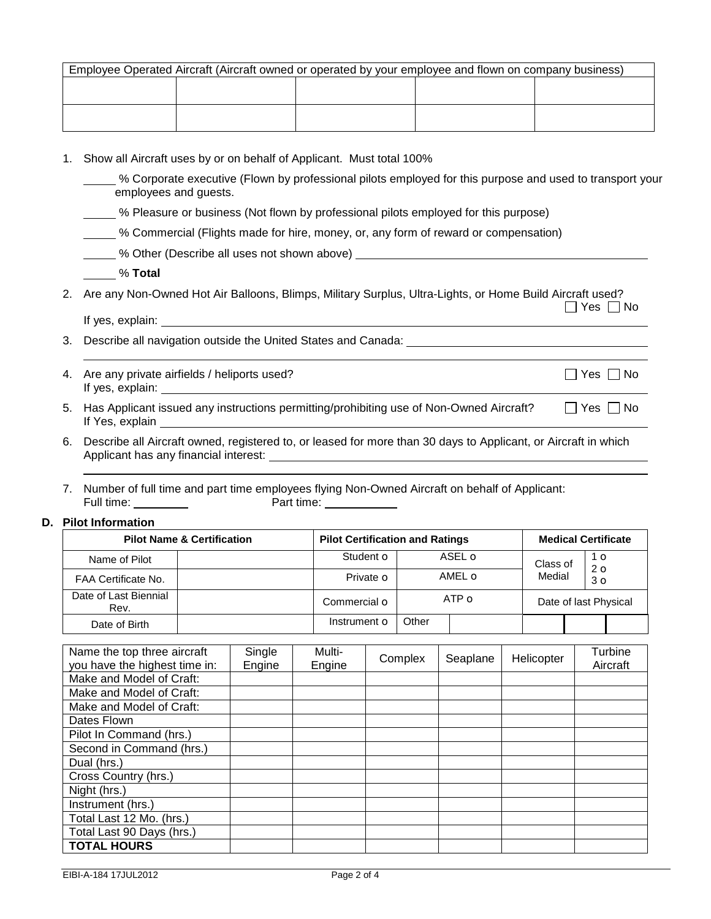| Employee Operated Aircraft (Aircraft owned or operated by your employee and flown on company business) | | | | |
|---|---|---|---|---|
| | | | | |
| | | | | |

1. Show all Aircraft uses by or on behalf of Applicant. Must total 100%

   _____ % Corporate executive (Flown by professional pilots employed for this purpose and used to transport your employees and guests.

   _____ % Pleasure or business (Not flown by professional pilots employed for this purpose)

   _____ % Commercial (Flights made for hire, money, or, any form of reward or compensation)

   _____ % Other (Describe all uses not shown above) _____

   _____ % **Total**

2. Are any Non-Owned Hot Air Balloons, Blimps, Military Surplus, Ultra-Lights, or Home Build Aircraft used? ☐ Yes ☐ No

   If yes, explain: _____

3. Describe all navigation outside the United States and Canada: _____

4. Are any private airfields / heliports used? ☐ Yes ☐ No

   If yes, explain: _____

5. Has Applicant issued any instructions permitting/prohibiting use of Non-Owned Aircraft? ☐ Yes ☐ No

   If Yes, explain _____

6. Describe all Aircraft owned, registered to, or leased for more than 30 days to Applicant, or Aircraft in which Applicant has any financial interest: _____

7. Number of full time and part time employees flying Non-Owned Aircraft on behalf of Applicant:

   Full time: _____ Part time: _____

## D. Pilot Information

| Pilot Name & Certification | | Pilot Certification and Ratings | | | Medical Certificate | | |
|---|---|---|---|---|---|---|---|
| Name of Pilot | | Student o | ASEL o | | Class of Medial | 1 o 2 o 3 o | |
| FAA Certificate No. | | Private o | AMEL o | | | | |
| Date of Last Biennial Rev. | | Commercial o | ATP o | | Date of last Physical | | |
| Date of Birth | | Instrument o | Other | | | | |

| Name the top three aircraft you have the highest time in: | Single Engine | Multi-Engine | Complex | Seaplane | Helicopter | Turbine Aircraft |
|---|---|---|---|---|---|---|
| Make and Model of Craft: | | | | | | |
| Make and Model of Craft: | | | | | | |
| Make and Model of Craft: | | | | | | |
| Dates Flown | | | | | | |
| Pilot In Command (hrs.) | | | | | | |
| Second in Command (hrs.) | | | | | | |
| Dual (hrs.) | | | | | | |
| Cross Country (hrs.) | | | | | | |
| Night (hrs.) | | | | | | |
| Instrument (hrs.) | | | | | | |
| Total Last 12 Mo. (hrs.) | | | | | | |
| Total Last 90 Days (hrs.) | | | | | | |
| **TOTAL HOURS** | | | | | | |

EIBI-A-184 17JUL2012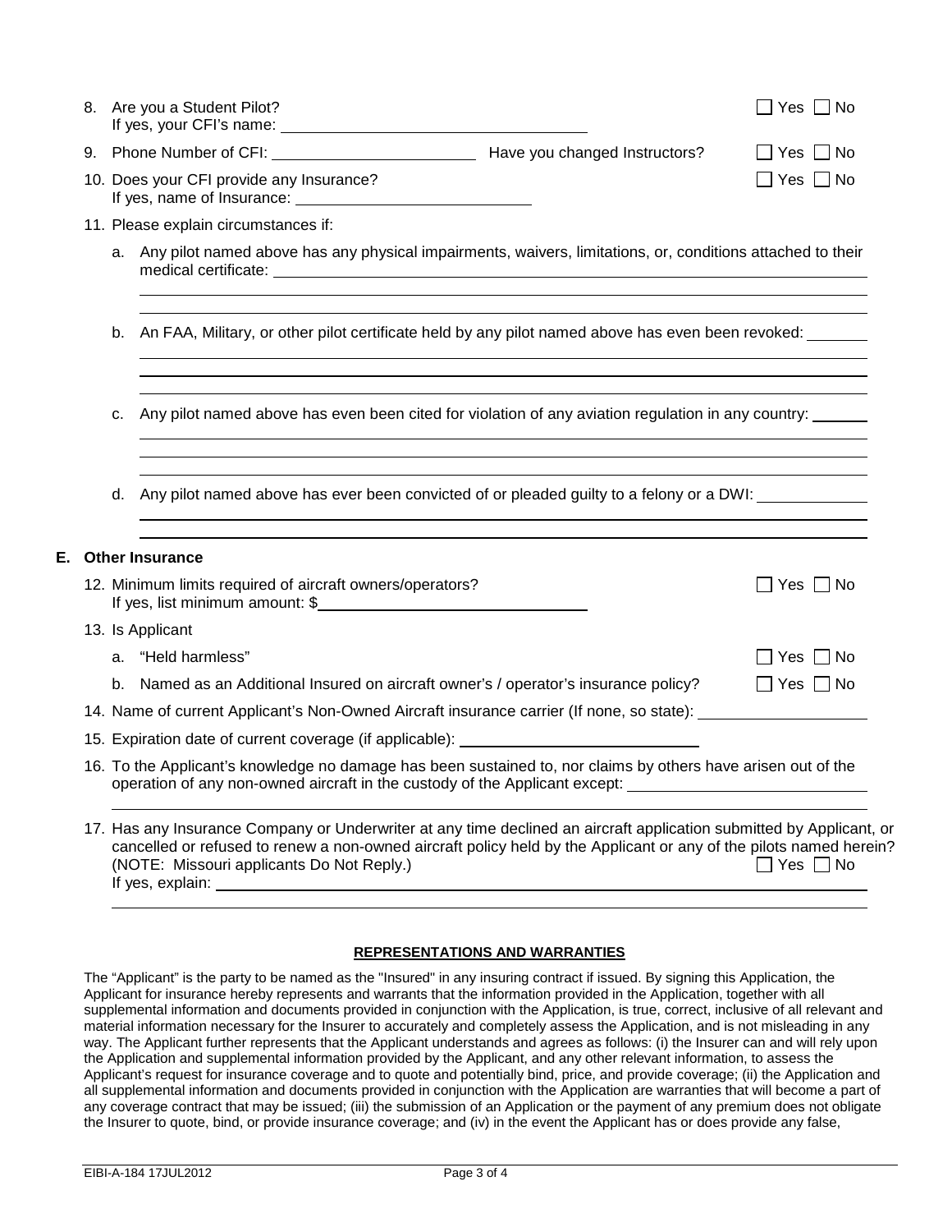8. Are you a Student Pilot? ☐ Yes ☐ No
   If yes, your CFI's name: ____________________
9. Phone Number of CFI: ____________________ Have you changed Instructors? ☐ Yes ☐ No
10. Does your CFI provide any Insurance? ☐ Yes ☐ No
    If yes, name of Insurance: ____________________
11. Please explain circumstances if:
    a. Any pilot named above has any physical impairments, waivers, limitations, or, conditions attached to their medical certificate: ____________________
    b. An FAA, Military, or other pilot certificate held by any pilot named above has even been revoked: ____________________
    c. Any pilot named above has even been cited for violation of any aviation regulation in any country: ____________________
    d. Any pilot named above has ever been convicted of or pleaded guilty to a felony or a DWI: ____________________

## E. Other Insurance

12. Minimum limits required of aircraft owners/operators? ☐ Yes ☐ No
    If yes, list minimum amount: $____________________
13. Is Applicant
    a. "Held harmless" ☐ Yes ☐ No
    b. Named as an Additional Insured on aircraft owner's / operator's insurance policy? ☐ Yes ☐ No
14. Name of current Applicant's Non-Owned Aircraft insurance carrier (If none, so state): ____________________
15. Expiration date of current coverage (if applicable): ____________________
16. To the Applicant's knowledge no damage has been sustained to, nor claims by others have arisen out of the operation of any non-owned aircraft in the custody of the Applicant except: ____________________
17. Has any Insurance Company or Underwriter at any time declined an aircraft application submitted by Applicant, or cancelled or refused to renew a non-owned aircraft policy held by the Applicant or any of the pilots named herein? (NOTE: Missouri applicants Do Not Reply.) ☐ Yes ☐ No
    If yes, explain: ____________________

**REPRESENTATIONS AND WARRANTIES**

The "Applicant" is the party to be named as the "Insured" in any insuring contract if issued. By signing this Application, the Applicant for insurance hereby represents and warrants that the information provided in the Application, together with all supplemental information and documents provided in conjunction with the Application, is true, correct, inclusive of all relevant and material information necessary for the Insurer to accurately and completely assess the Application, and is not misleading in any way. The Applicant further represents that the Applicant understands and agrees as follows: (i) the Insurer can and will rely upon the Application and supplemental information provided by the Applicant, and any other relevant information, to assess the Applicant's request for insurance coverage and to quote and potentially bind, price, and provide coverage; (ii) the Application and all supplemental information and documents provided in conjunction with the Application are warranties that will become a part of any coverage contract that may be issued; (iii) the submission of an Application or the payment of any premium does not obligate the Insurer to quote, bind, or provide insurance coverage; and (iv) in the event the Applicant has or does provide any false,

EIBI-A-184 17JUL2012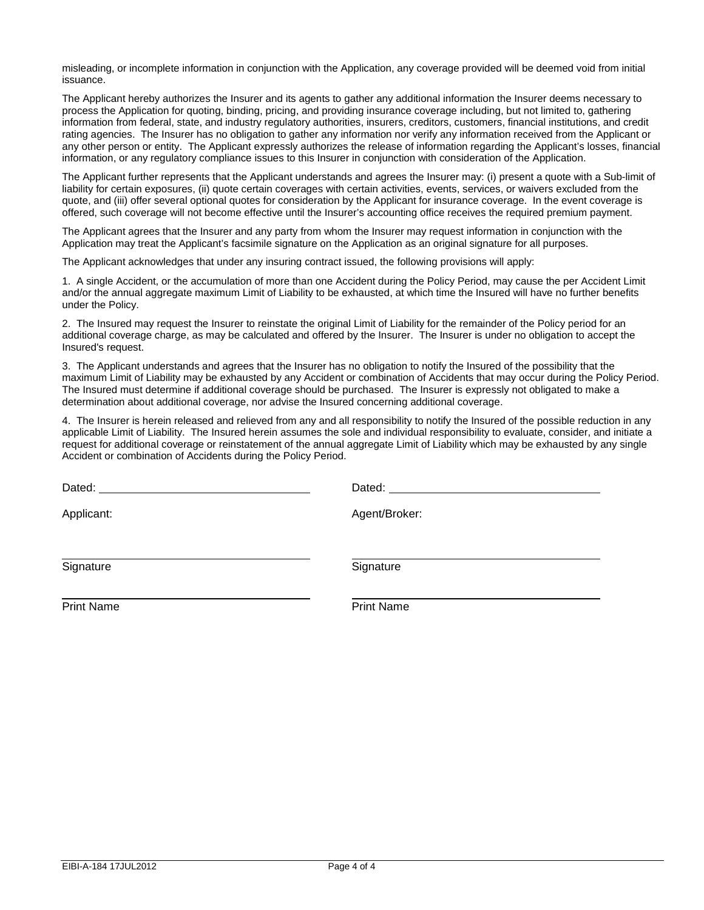misleading, or incomplete information in conjunction with the Application, any coverage provided will be deemed void from initial issuance.

The Applicant hereby authorizes the Insurer and its agents to gather any additional information the Insurer deems necessary to process the Application for quoting, binding, pricing, and providing insurance coverage including, but not limited to, gathering information from federal, state, and industry regulatory authorities, insurers, creditors, customers, financial institutions, and credit rating agencies. The Insurer has no obligation to gather any information nor verify any information received from the Applicant or any other person or entity. The Applicant expressly authorizes the release of information regarding the Applicant's losses, financial information, or any regulatory compliance issues to this Insurer in conjunction with consideration of the Application.

The Applicant further represents that the Applicant understands and agrees the Insurer may: (i) present a quote with a Sub-limit of liability for certain exposures, (ii) quote certain coverages with certain activities, events, services, or waivers excluded from the quote, and (iii) offer several optional quotes for consideration by the Applicant for insurance coverage. In the event coverage is offered, such coverage will not become effective until the Insurer's accounting office receives the required premium payment.

The Applicant agrees that the Insurer and any party from whom the Insurer may request information in conjunction with the Application may treat the Applicant's facsimile signature on the Application as an original signature for all purposes.

The Applicant acknowledges that under any insuring contract issued, the following provisions will apply:

1. A single Accident, or the accumulation of more than one Accident during the Policy Period, may cause the per Accident Limit and/or the annual aggregate maximum Limit of Liability to be exhausted, at which time the Insured will have no further benefits under the Policy.

2. The Insured may request the Insurer to reinstate the original Limit of Liability for the remainder of the Policy period for an additional coverage charge, as may be calculated and offered by the Insurer. The Insurer is under no obligation to accept the Insured's request.

3. The Applicant understands and agrees that the Insurer has no obligation to notify the Insured of the possibility that the maximum Limit of Liability may be exhausted by any Accident or combination of Accidents that may occur during the Policy Period. The Insured must determine if additional coverage should be purchased. The Insurer is expressly not obligated to make a determination about additional coverage, nor advise the Insured concerning additional coverage.

4. The Insurer is herein released and relieved from any and all responsibility to notify the Insured of the possible reduction in any applicable Limit of Liability. The Insured herein assumes the sole and individual responsibility to evaluate, consider, and initiate a request for additional coverage or reinstatement of the annual aggregate Limit of Liability which may be exhausted by any single Accident or combination of Accidents during the Policy Period.

Dated: ______________________________

Applicant:

______________________________
Signature

______________________________
Print Name

Dated: ______________________________

Agent/Broker:

______________________________
Signature

______________________________
Print Name

EIBI-A-184 17JUL2012